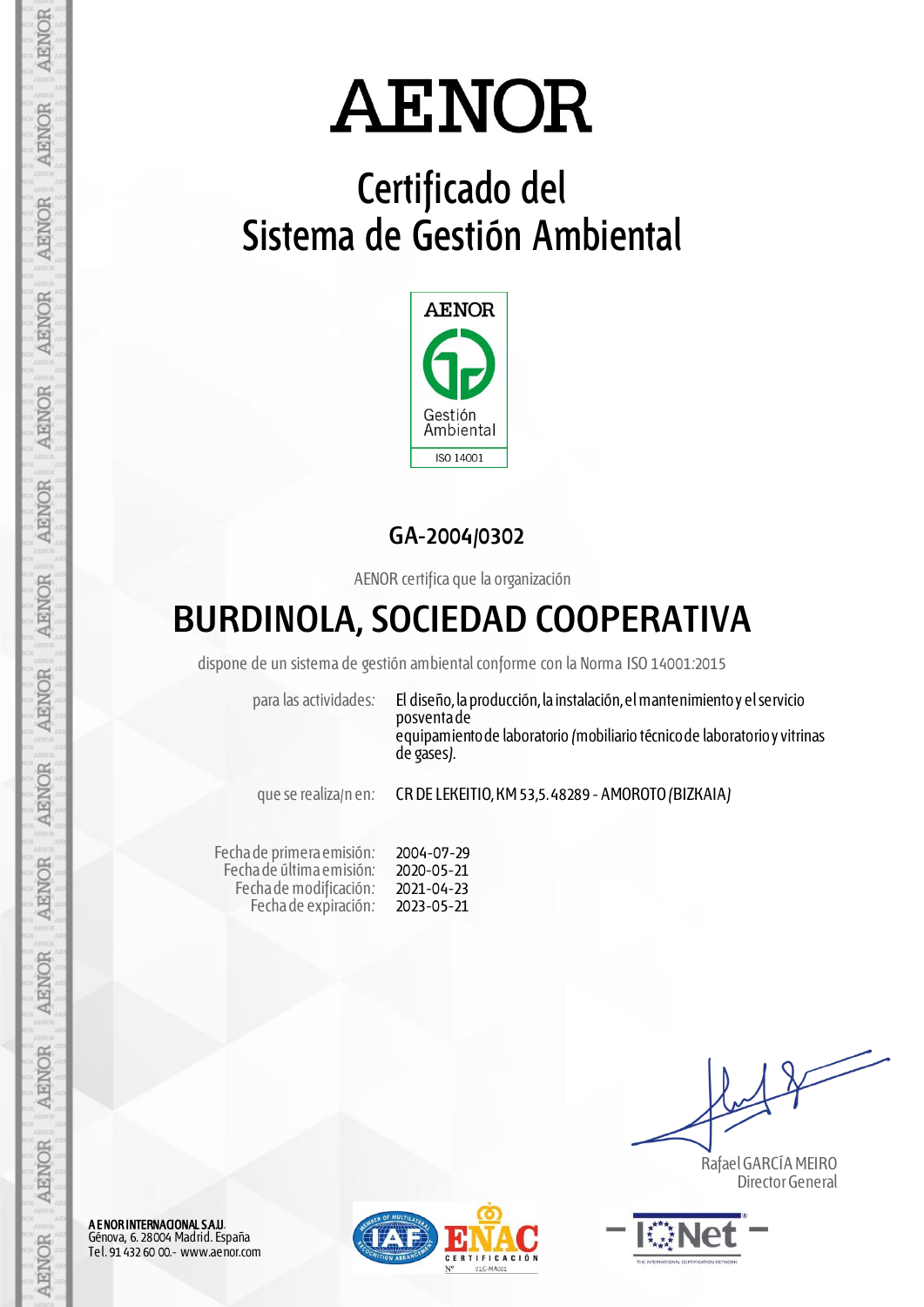# AENOR

## Certificado del Sistema de Gestión Ambiental

AENOR
Gestión Ambiental
ISO 14001

**GA-2004/0302**

AENOR certifica que la organización

# BURDINOLA, SOCIEDAD COOPERATIVA

dispone de un sistema de gestión ambiental conforme con la Norma ISO 14001:2015

para las actividades: El diseño, la producción, la instalación, el mantenimiento y el servicio posventa de equipamiento de laboratorio (mobiliario técnico de laboratorio y vitrinas de gases).

que se realiza/n en: CR DE LEKEITIO, KM 53,5. 48289 - AMOROTO (BIZKAIA)

Fecha de primera emisión: 2004-07-29
Fecha de última emisión: 2020-05-21
Fecha de modificación: 2021-04-23
Fecha de expiración: 2023-05-21

Rafael GARCÍA MEIRO
Director General

**AENOR INTERNACIONAL S.A.U.**
Génova, 6. 28004 Madrid. España
Tel. 91 432 60 00.- www.aenor.com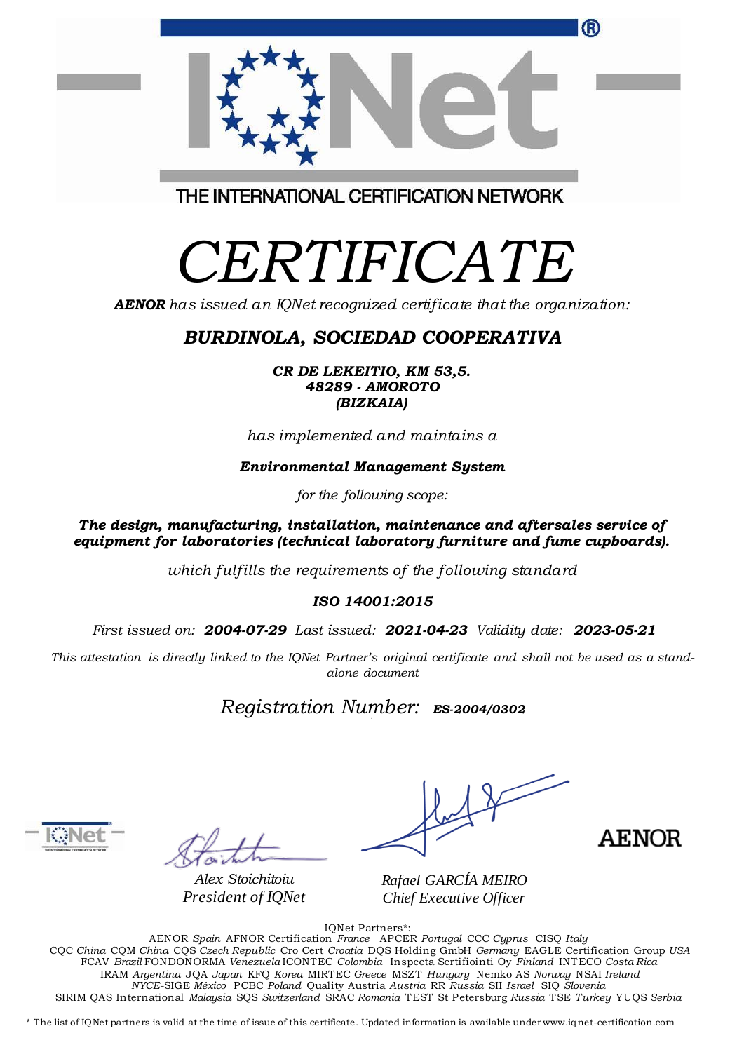THE INTERNATIONAL CERTIFICATION NETWORK

# *CERTIFICATE*

***AENOR*** *has issued an IQNet recognized certificate that the organization:*

## ***BURDINOLA, SOCIEDAD COOPERATIVA***

***CR DE LEKEITIO, KM 53,5.***
***48289 - AMOROTO***
***(BIZKAIA)***

*has implemented and maintains a*

***Environmental Management System***

*for the following scope:*

***The design, manufacturing, installation, maintenance and aftersales service of equipment for laboratories (technical laboratory furniture and fume cupboards).***

*which fulfills the requirements of the following standard*

***ISO 14001:2015***

*First issued on:* ***2004-07-29*** *Last issued:* ***2021-04-23*** *Validity date:* ***2023-05-21***

*This attestation is directly linked to the IQNet Partner's original certificate and shall not be used as a stand-alone document*

*Registration Number:* ***ES-2004/0302***

*Alex Stoichitoiu*
*President of IQNet*

*Rafael GARCÍA MEIRO*
*Chief Executive Officer*

AENOR

IQNet Partners*:
AENOR *Spain* AFNOR Certification *France* APCER *Portugal* CCC *Cyprus* CISQ *Italy*
CQC *China* CQM *China* CQS *Czech Republic* Cro Cert *Croatia* DQS Holding GmbH *Germany* EAGLE Certification Group *USA*
FCAV *Brazil* FONDONORMA *Venezuela* ICONTEC *Colombia* Inspecta Sertifiointi Oy *Finland* INTECO *Costa Rica*
IRAM *Argentina* JQA *Japan* KFQ *Korea* MIRTEC *Greece* MSZT *Hungary* Nemko AS *Norway* NSAI *Ireland*
*NYCE*-SIGE *México* PCBC *Poland* Quality Austria *Austria* RR *Russia* SII *Israel* SIQ *Slovenia*
SIRIM QAS International *Malaysia* SQS *Switzerland* SRAC *Romania* TEST St Petersburg *Russia* TSE *Turkey* YUQS *Serbia*

* The list of IQNet partners is valid at the time of issue of this certificate. Updated information is available under www.iqnet-certification.com